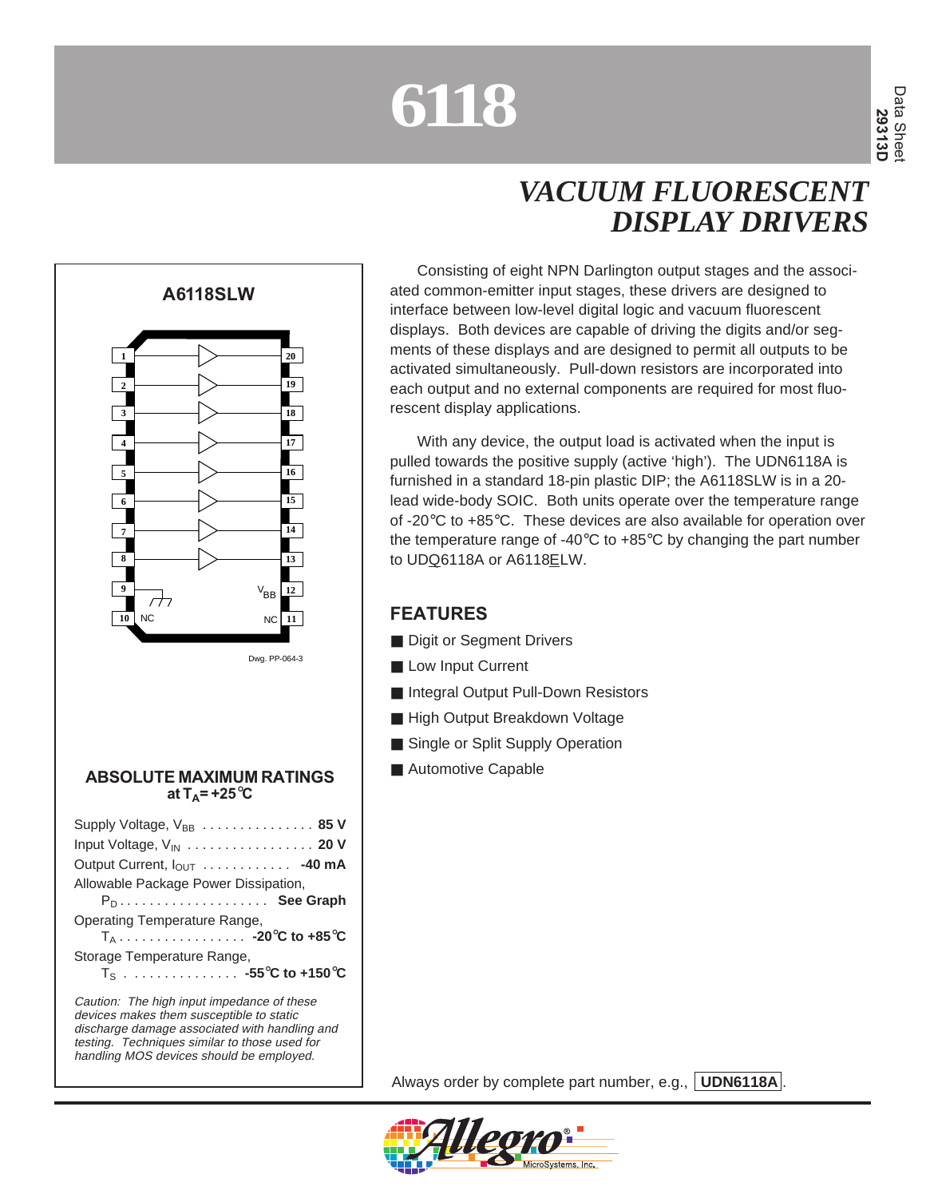# 6118

Data Sheet
29313D

## VACUUM FLUORESCENT DISPLAY DRIVERS

**A6118SLW**

Dwg. PP-064-3

Consisting of eight NPN Darlington output stages and the associated common-emitter input stages, these drivers are designed to interface between low-level digital logic and vacuum fluorescent displays. Both devices are capable of driving the digits and/or segments of these displays and are designed to permit all outputs to be activated simultaneously. Pull-down resistors are incorporated into each output and no external components are required for most fluorescent display applications.

With any device, the output load is activated when the input is pulled towards the positive supply (active 'high'). The UDN6118A is furnished in a standard 18-pin plastic DIP; the A6118SLW is in a 20-lead wide-body SOIC. Both units operate over the temperature range of -20°C to +85°C. These devices are also available for operation over the temperature range of -40°C to +85°C by changing the part number to UDQ6118A or A6118ELW.

### ABSOLUTE MAXIMUM RATINGS
**at $T_A$ = +25°C**

Supply Voltage, $V_{BB}$ . . . . . . . . . . . . . . . **85 V**

Input Voltage, $V_{IN}$ . . . . . . . . . . . . . . . . . **20 V**

Output Current, $I_{OUT}$ . . . . . . . . . . . . **-40 mA**

Allowable Package Power Dissipation,
$P_D$ . . . . . . . . . . . . . . . . . . . . **See Graph**

Operating Temperature Range,
$T_A$ . . . . . . . . . . . . . . . . . **-20°C to +85°C**

Storage Temperature Range,
$T_S$ . . . . . . . . . . . . . . . **-55°C to +150°C**

*Caution: The high input impedance of these devices makes them susceptible to static discharge damage associated with handling and testing. Techniques similar to those used for handling MOS devices should be employed.*

### FEATURES

- Digit or Segment Drivers
- Low Input Current
- Integral Output Pull-Down Resistors
- High Output Breakdown Voltage
- Single or Split Supply Operation
- Automotive Capable

Always order by complete part number, e.g., **UDN6118A**.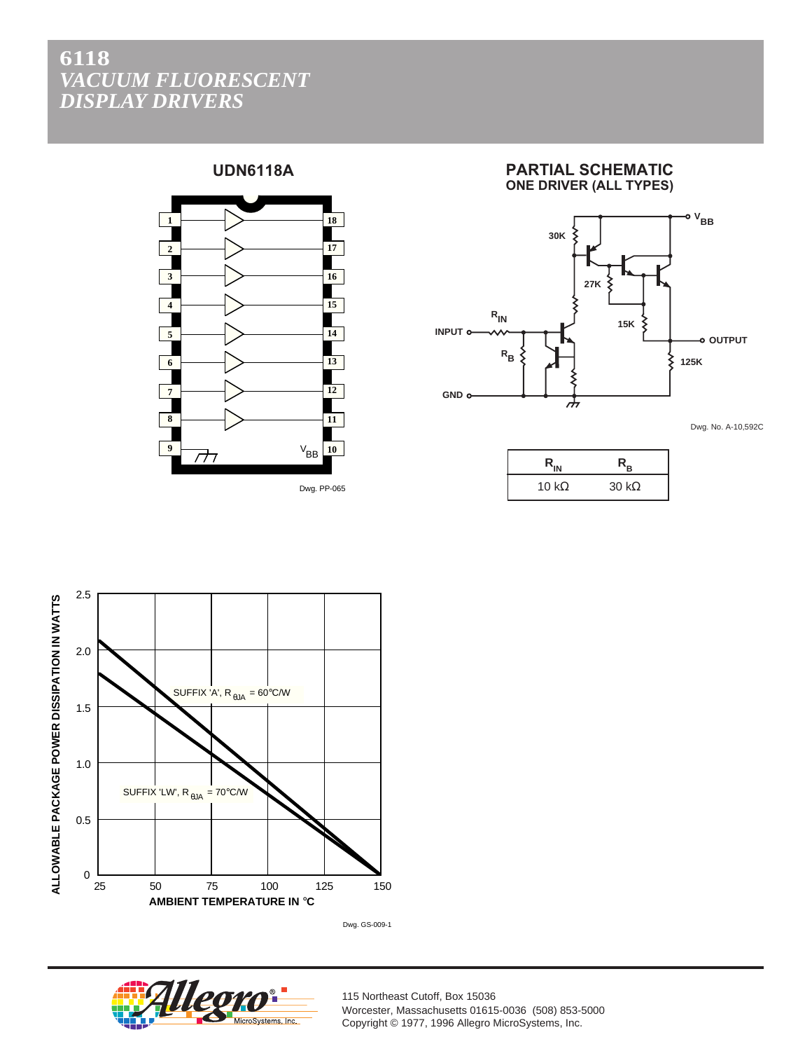# 6118
# *VACUUM FLUORESCENT DISPLAY DRIVERS*

## UDN6118A

Dwg. PP-065

## PARTIAL SCHEMATIC
### ONE DRIVER (ALL TYPES)

Dwg. No. A-10,592C

| $R_{IN}$ | $R_B$ |
|---|---|
| 10 kΩ | 30 kΩ |

Dwg. GS-009-1

115 Northeast Cutoff, Box 15036
Worcester, Massachusetts 01615-0036 (508) 853-5000
Copyright © 1977, 1996 Allegro MicroSystems, Inc.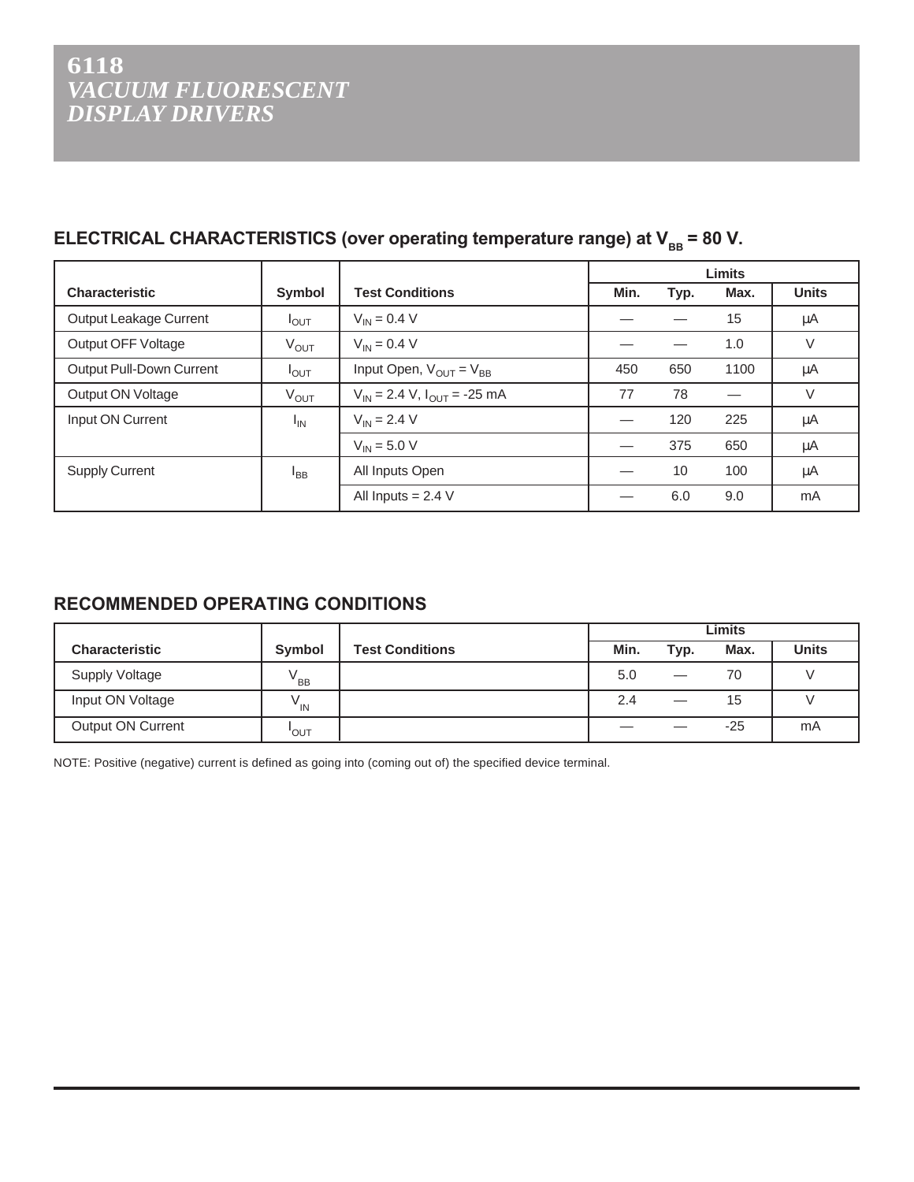# 6118
## *VACUUM FLUORESCENT DISPLAY DRIVERS*

### ELECTRICAL CHARACTERISTICS (over operating temperature range) at $V_{BB}$ = 80 V.

| Characteristic | Symbol | Test Conditions | Limits | | | |
|---|---|---|---|---|---|---|
| | | | Min. | Typ. | Max. | Units |
| Output Leakage Current | $I_{OUT}$ | $V_{IN}$ = 0.4 V | — | — | 15 | µA |
| Output OFF Voltage | $V_{OUT}$ | $V_{IN}$ = 0.4 V | — | — | 1.0 | V |
| Output Pull-Down Current | $I_{OUT}$ | Input Open, $V_{OUT} = V_{BB}$ | 450 | 650 | 1100 | µA |
| Output ON Voltage | $V_{OUT}$ | $V_{IN}$ = 2.4 V, $I_{OUT}$ = -25 mA | 77 | 78 | — | V |
| Input ON Current | $I_{IN}$ | $V_{IN}$ = 2.4 V | — | 120 | 225 | µA |
| | | $V_{IN}$ = 5.0 V | — | 375 | 650 | µA |
| Supply Current | $I_{BB}$ | All Inputs Open | — | 10 | 100 | µA |
| | | All Inputs = 2.4 V | — | 6.0 | 9.0 | mA |

### RECOMMENDED OPERATING CONDITIONS

| Characteristic | Symbol | Test Conditions | Limits | | | |
|---|---|---|---|---|---|---|
| | | | Min. | Typ. | Max. | Units |
| Supply Voltage | $V_{BB}$ | | 5.0 | — | 70 | V |
| Input ON Voltage | $V_{IN}$ | | 2.4 | — | 15 | V |
| Output ON Current | $I_{OUT}$ | | — | — | -25 | mA |

NOTE: Positive (negative) current is defined as going into (coming out of) the specified device terminal.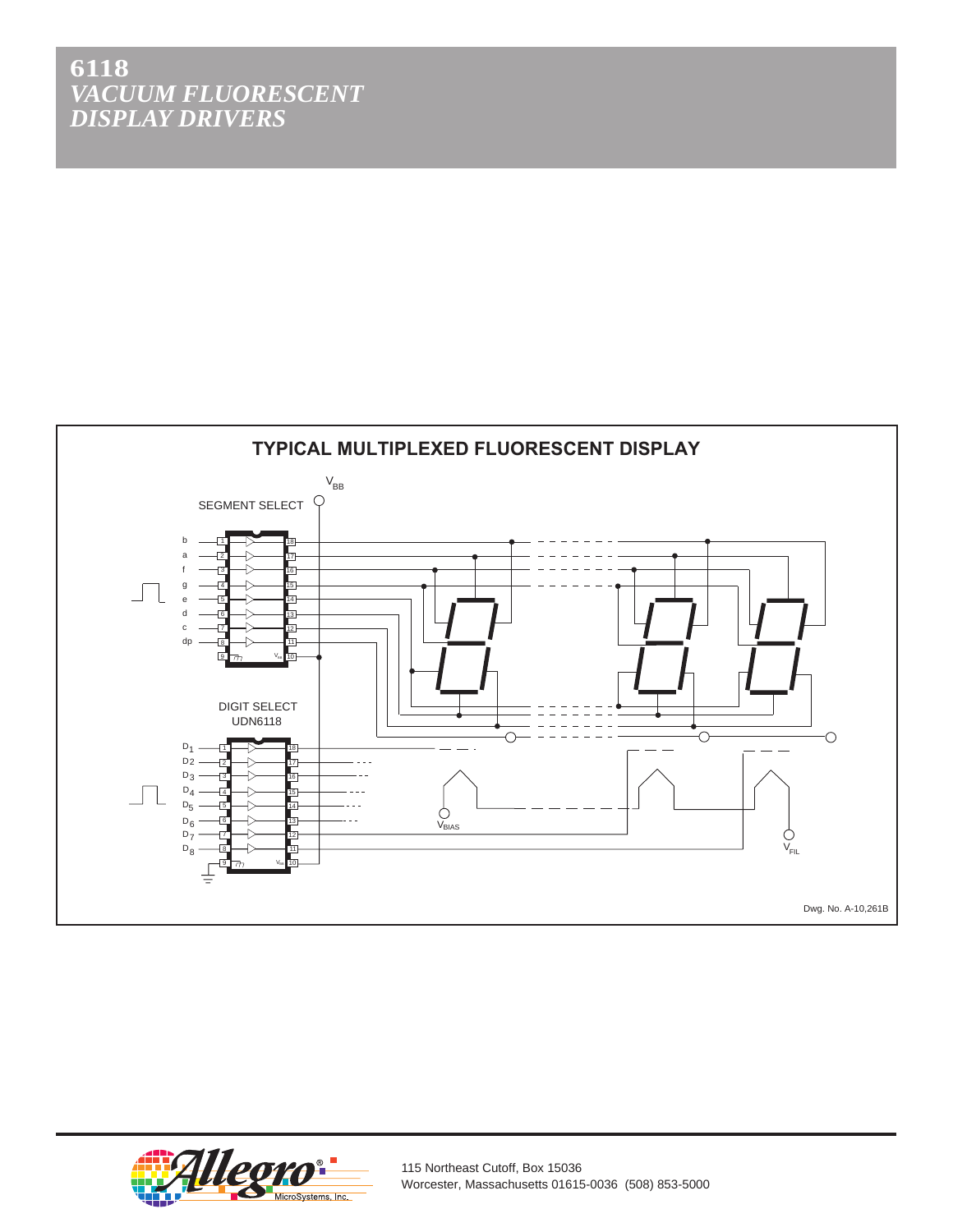# 6118
## *VACUUM FLUORESCENT DISPLAY DRIVERS*

**TYPICAL MULTIPLEXED FLUORESCENT DISPLAY**

$V_{BB}$

SEGMENT SELECT

b, a, f, g, e, d, c, dp

DIGIT SELECT
UDN6118

$D_1$, $D_2$, $D_3$, $D_4$, $D_5$, $D_6$, $D_7$, $D_8$

$V_{BIAS}$

$V_{FIL}$

Dwg. No. A-10,261B

115 Northeast Cutoff, Box 15036
Worcester, Massachusetts 01615-0036 (508) 853-5000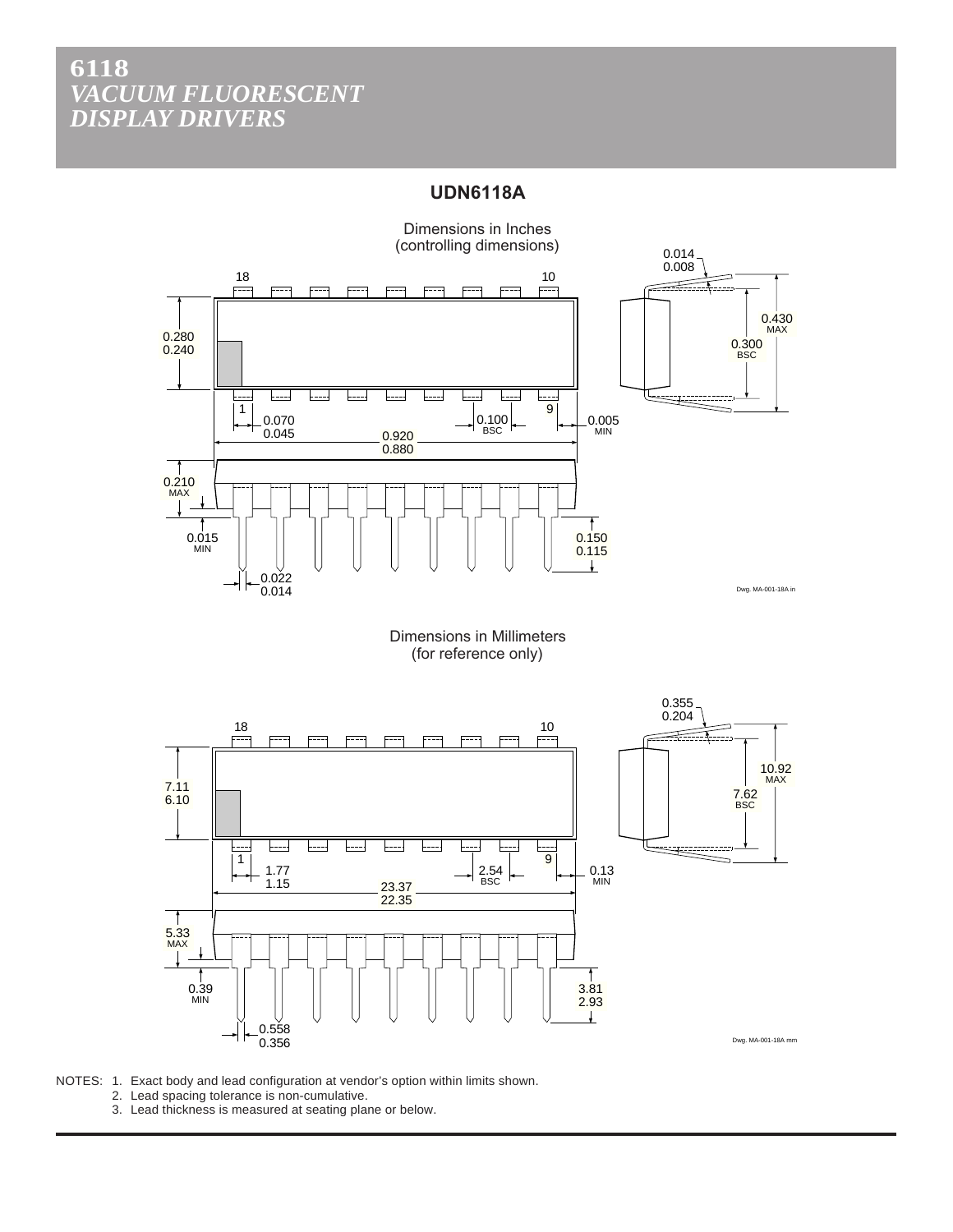# 6118
# *VACUUM FLUORESCENT DISPLAY DRIVERS*

## UDN6118A

Dimensions in Inches
(controlling dimensions)

18 10

0.014
0.008

0.430 MAX

0.300 BSC

0.280
0.240

1 9

0.070
0.045

0.100 BSC

0.005 MIN

0.920
0.880

0.210 MAX

0.015 MIN

0.150
0.115

0.022
0.014

Dwg. MA-001-18A in

Dimensions in Millimeters
(for reference only)

18 10

0.355
0.204

10.92 MAX

7.62 BSC

7.11
6.10

1 9

1.77
1.15

2.54 BSC

0.13 MIN

23.37
22.35

5.33 MAX

0.39 MIN

3.81
2.93

0.558
0.356

Dwg. MA-001-18A mm

NOTES:
1. Exact body and lead configuration at vendor's option within limits shown.
2. Lead spacing tolerance is non-cumulative.
3. Lead thickness is measured at seating plane or below.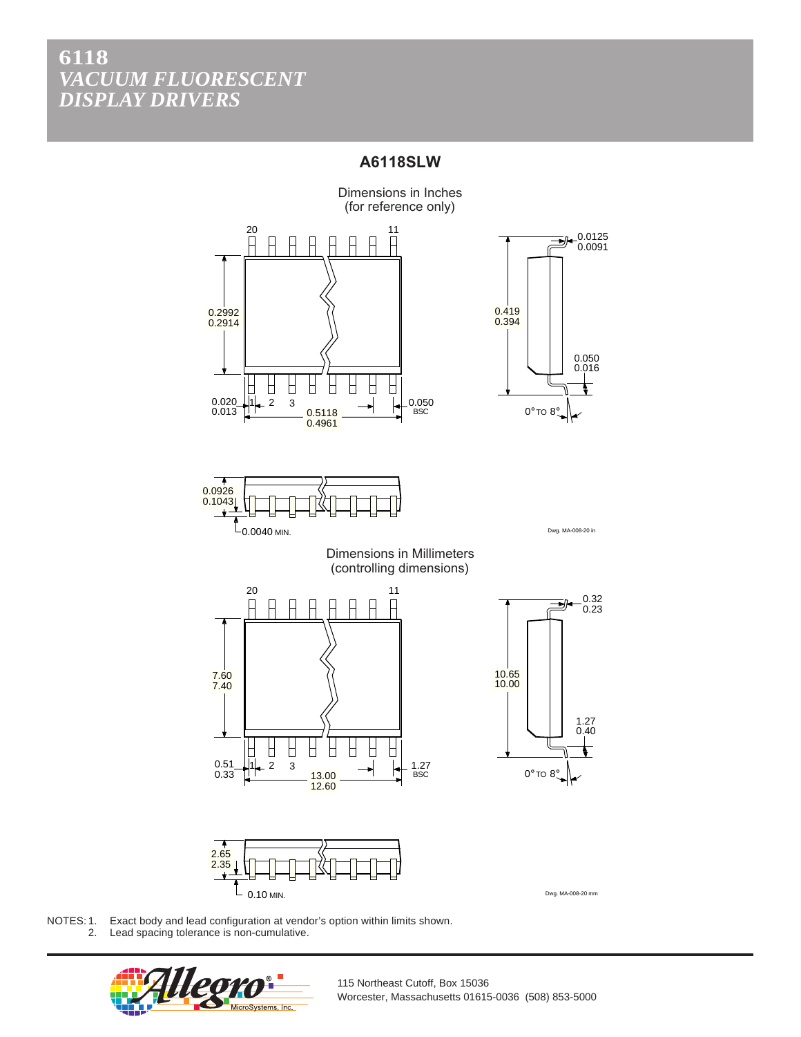## A6118SLW

Dimensions in Inches
(for reference only)

20 11

0.2992
0.2914

0.020
0.013

1 2 3

0.5118
0.4961

0.050
BSC

0.0125
0.0091

0.419
0.394

0.050
0.016

0° TO 8°

0.0926
0.1043

0.0040 MIN.

Dwg. MA-008-20 in

Dimensions in Millimeters
(controlling dimensions)

20 11

7.60
7.40

0.51
0.33

1 2 3

13.00
12.60

1.27
BSC

0.32
0.23

10.65
10.00

1.27
0.40

0° TO 8°

2.65
2.35

0.10 MIN.

Dwg. MA-008-20 mm

NOTES: 1. Exact body and lead configuration at vendor's option within limits shown.
2. Lead spacing tolerance is non-cumulative.

115 Northeast Cutoff, Box 15036
Worcester, Massachusetts 01615-0036 (508) 853-5000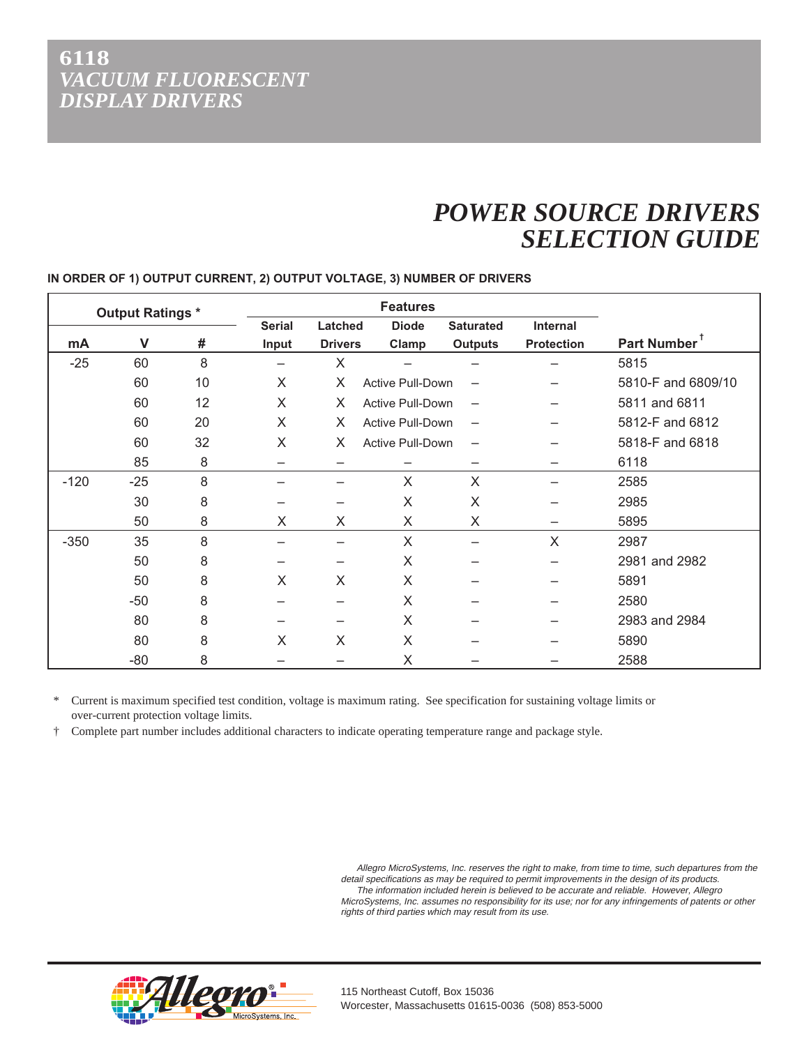# POWER SOURCE DRIVERS SELECTION GUIDE

**IN ORDER OF 1) OUTPUT CURRENT, 2) OUTPUT VOLTAGE, 3) NUMBER OF DRIVERS**

| Output Ratings * | | | Features | | | | | |
|---|---|---|---|---|---|---|---|---|
| mA | V | # | Serial Input | Latched Drivers | Diode Clamp | Saturated Outputs | Internal Protection | Part Number† |
| -25 | 60 | 8 | – | X | – | – | – | 5815 |
| | 60 | 10 | X | X | Active Pull-Down | – | – | 5810-F and 6809/10 |
| | 60 | 12 | X | X | Active Pull-Down | – | – | 5811 and 6811 |
| | 60 | 20 | X | X | Active Pull-Down | – | – | 5812-F and 6812 |
| | 60 | 32 | X | X | Active Pull-Down | – | – | 5818-F and 6818 |
| | 85 | 8 | – | – | – | – | – | 6118 |
| -120 | -25 | 8 | – | – | X | X | – | 2585 |
| | 30 | 8 | – | – | X | X | – | 2985 |
| | 50 | 8 | X | X | X | X | – | 5895 |
| -350 | 35 | 8 | – | – | X | – | X | 2987 |
| | 50 | 8 | – | – | X | – | – | 2981 and 2982 |
| | 50 | 8 | X | X | X | – | – | 5891 |
| | -50 | 8 | – | – | X | – | – | 2580 |
| | 80 | 8 | – | – | X | – | – | 2983 and 2984 |
| | 80 | 8 | X | X | X | – | – | 5890 |
| | -80 | 8 | – | – | X | – | – | 2588 |

\* Current is maximum specified test condition, voltage is maximum rating. See specification for sustaining voltage limits or over-current protection voltage limits.

† Complete part number includes additional characters to indicate operating temperature range and package style.

*Allegro MicroSystems, Inc. reserves the right to make, from time to time, such departures from the detail specifications as may be required to permit improvements in the design of its products.*

*The information included herein is believed to be accurate and reliable. However, Allegro MicroSystems, Inc. assumes no responsibility for its use; nor for any infringements of patents or other rights of third parties which may result from its use.*

115 Northeast Cutoff, Box 15036
Worcester, Massachusetts 01615-0036 (508) 853-5000